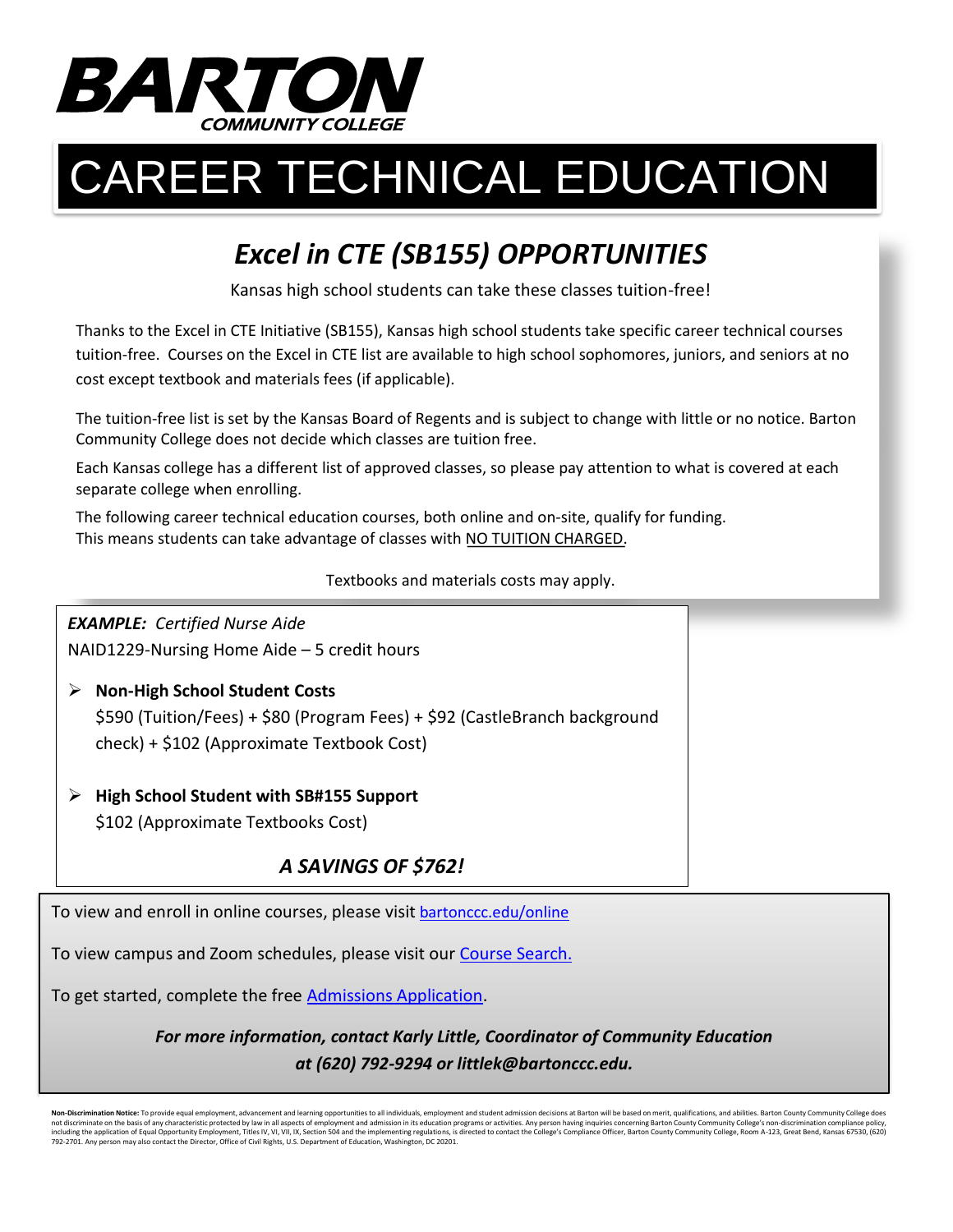# BARTON COMMUNITY COLLEGE

# CAREER TECHNICAL EDUCATION

## *Excel in CTE (SB155) OPPORTUNITIES*

Kansas high school students can take these classes tuition-free!

Thanks to the Excel in CTE Initiative (SB155), Kansas high school students take specific career technical courses tuition-free. Courses on the Excel in CTE list are available to high school sophomores, juniors, and seniors at no cost except textbook and materials fees (if applicable).

The tuition-free list is set by the Kansas Board of Regents and is subject to change with little or no notice. Barton Community College does not decide which classes are tuition free.

Each Kansas college has a different list of approved classes, so please pay attention to what is covered at each separate college when enrolling.

The following career technical education courses, both online and on-site, qualify for funding. This means students can take advantage of classes with NO TUITION CHARGED.

Textbooks and materials costs may apply.

***EXAMPLE:*** *Certified Nurse Aide*
NAID1229-Nursing Home Aide – 5 credit hours

- **Non-High School Student Costs**
  $590 (Tuition/Fees) + $80 (Program Fees) + $92 (CastleBranch background check) + $102 (Approximate Textbook Cost)

- **High School Student with SB#155 Support**
  $102 (Approximate Textbooks Cost)

***A SAVINGS OF $762!***

To view and enroll in online courses, please visit bartonccc.edu/online

To view campus and Zoom schedules, please visit our Course Search.

To get started, complete the free Admissions Application.

***For more information, contact Karly Little, Coordinator of Community Education at (620) 792-9294 or littlek@bartonccc.edu.***

**Non-Discrimination Notice:** To provide equal employment, advancement and learning opportunities to all individuals, employment and student admission decisions at Barton will be based on merit, qualifications, and abilities. Barton County Community College does not discriminate on the basis of any characteristic protected by law in all aspects of employment and admission in its education programs or activities. Any person having inquiries concerning Barton County Community College's non-discrimination compliance policy, including the application of Equal Opportunity Employment, Titles IV, VI, VII, IX, Section 504 and the implementing regulations, is directed to contact the College's Compliance Officer, Barton County Community College, Room A-123, Great Bend, Kansas 67530, (620) 792-2701. Any person may also contact the Director, Office of Civil Rights, U.S. Department of Education, Washington, DC 20201.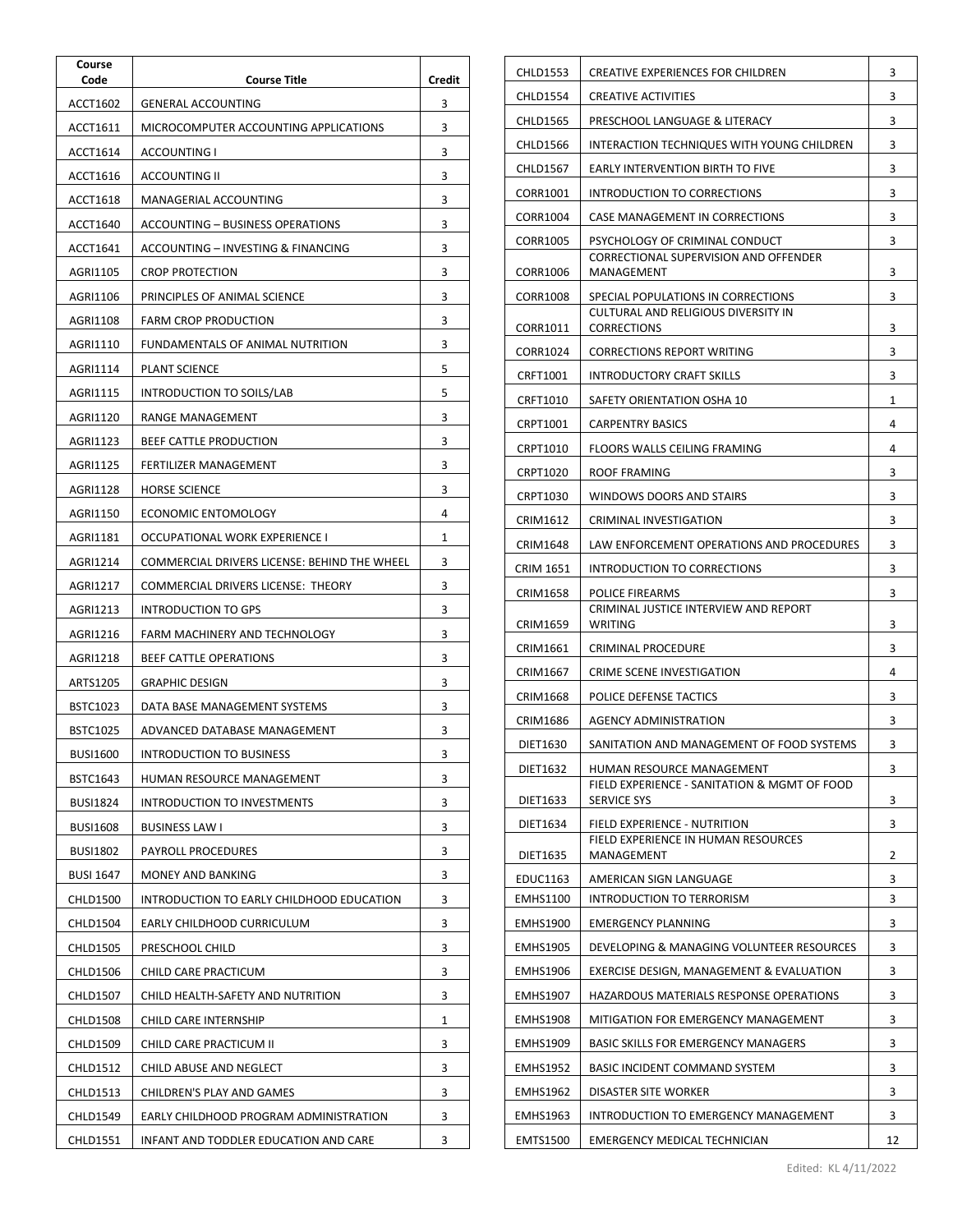| Course Code | Course Title | Credit |
|---|---|---|
| ACCT1602 | GENERAL ACCOUNTING | 3 |
| ACCT1611 | MICROCOMPUTER ACCOUNTING APPLICATIONS | 3 |
| ACCT1614 | ACCOUNTING I | 3 |
| ACCT1616 | ACCOUNTING II | 3 |
| ACCT1618 | MANAGERIAL ACCOUNTING | 3 |
| ACCT1640 | ACCOUNTING – BUSINESS OPERATIONS | 3 |
| ACCT1641 | ACCOUNTING – INVESTING & FINANCING | 3 |
| AGRI1105 | CROP PROTECTION | 3 |
| AGRI1106 | PRINCIPLES OF ANIMAL SCIENCE | 3 |
| AGRI1108 | FARM CROP PRODUCTION | 3 |
| AGRI1110 | FUNDAMENTALS OF ANIMAL NUTRITION | 3 |
| AGRI1114 | PLANT SCIENCE | 5 |
| AGRI1115 | INTRODUCTION TO SOILS/LAB | 5 |
| AGRI1120 | RANGE MANAGEMENT | 3 |
| AGRI1123 | BEEF CATTLE PRODUCTION | 3 |
| AGRI1125 | FERTILIZER MANAGEMENT | 3 |
| AGRI1128 | HORSE SCIENCE | 3 |
| AGRI1150 | ECONOMIC ENTOMOLOGY | 4 |
| AGRI1181 | OCCUPATIONAL WORK EXPERIENCE I | 1 |
| AGRI1214 | COMMERCIAL DRIVERS LICENSE: BEHIND THE WHEEL | 3 |
| AGRI1217 | COMMERCIAL DRIVERS LICENSE: THEORY | 3 |
| AGRI1213 | INTRODUCTION TO GPS | 3 |
| AGRI1216 | FARM MACHINERY AND TECHNOLOGY | 3 |
| AGRI1218 | BEEF CATTLE OPERATIONS | 3 |
| ARTS1205 | GRAPHIC DESIGN | 3 |
| BSTC1023 | DATA BASE MANAGEMENT SYSTEMS | 3 |
| BSTC1025 | ADVANCED DATABASE MANAGEMENT | 3 |
| BUSI1600 | INTRODUCTION TO BUSINESS | 3 |
| BSTC1643 | HUMAN RESOURCE MANAGEMENT | 3 |
| BUSI1824 | INTRODUCTION TO INVESTMENTS | 3 |
| BUSI1608 | BUSINESS LAW I | 3 |
| BUSI1802 | PAYROLL PROCEDURES | 3 |
| BUSI 1647 | MONEY AND BANKING | 3 |
| CHLD1500 | INTRODUCTION TO EARLY CHILDHOOD EDUCATION | 3 |
| CHLD1504 | EARLY CHILDHOOD CURRICULUM | 3 |
| CHLD1505 | PRESCHOOL CHILD | 3 |
| CHLD1506 | CHILD CARE PRACTICUM | 3 |
| CHLD1507 | CHILD HEALTH-SAFETY AND NUTRITION | 3 |
| CHLD1508 | CHILD CARE INTERNSHIP | 1 |
| CHLD1509 | CHILD CARE PRACTICUM II | 3 |
| CHLD1512 | CHILD ABUSE AND NEGLECT | 3 |
| CHLD1513 | CHILDREN'S PLAY AND GAMES | 3 |
| CHLD1549 | EARLY CHILDHOOD PROGRAM ADMINISTRATION | 3 |
| CHLD1551 | INFANT AND TODDLER EDUCATION AND CARE | 3 |
| CHLD1553 | CREATIVE EXPERIENCES FOR CHILDREN | 3 |
| CHLD1554 | CREATIVE ACTIVITIES | 3 |
| CHLD1565 | PRESCHOOL LANGUAGE & LITERACY | 3 |
| CHLD1566 | INTERACTION TECHNIQUES WITH YOUNG CHILDREN | 3 |
| CHLD1567 | EARLY INTERVENTION BIRTH TO FIVE | 3 |
| CORR1001 | INTRODUCTION TO CORRECTIONS | 3 |
| CORR1004 | CASE MANAGEMENT IN CORRECTIONS | 3 |
| CORR1005 | PSYCHOLOGY OF CRIMINAL CONDUCT | 3 |
| CORR1006 | CORRECTIONAL SUPERVISION AND OFFENDER MANAGEMENT | 3 |
| CORR1008 | SPECIAL POPULATIONS IN CORRECTIONS | 3 |
| CORR1011 | CULTURAL AND RELIGIOUS DIVERSITY IN CORRECTIONS | 3 |
| CORR1024 | CORRECTIONS REPORT WRITING | 3 |
| CRFT1001 | INTRODUCTORY CRAFT SKILLS | 3 |
| CRFT1010 | SAFETY ORIENTATION OSHA 10 | 1 |
| CRPT1001 | CARPENTRY BASICS | 4 |
| CRPT1010 | FLOORS WALLS CEILING FRAMING | 4 |
| CRPT1020 | ROOF FRAMING | 3 |
| CRPT1030 | WINDOWS DOORS AND STAIRS | 3 |
| CRIM1612 | CRIMINAL INVESTIGATION | 3 |
| CRIM1648 | LAW ENFORCEMENT OPERATIONS AND PROCEDURES | 3 |
| CRIM 1651 | INTRODUCTION TO CORRECTIONS | 3 |
| CRIM1658 | POLICE FIREARMS | 3 |
| CRIM1659 | CRIMINAL JUSTICE INTERVIEW AND REPORT WRITING | 3 |
| CRIM1661 | CRIMINAL PROCEDURE | 3 |
| CRIM1667 | CRIME SCENE INVESTIGATION | 4 |
| CRIM1668 | POLICE DEFENSE TACTICS | 3 |
| CRIM1686 | AGENCY ADMINISTRATION | 3 |
| DIET1630 | SANITATION AND MANAGEMENT OF FOOD SYSTEMS | 3 |
| DIET1632 | HUMAN RESOURCE MANAGEMENT | 3 |
| DIET1633 | FIELD EXPERIENCE - SANITATION & MGMT OF FOOD SERVICE SYS | 3 |
| DIET1634 | FIELD EXPERIENCE - NUTRITION | 3 |
| DIET1635 | FIELD EXPERIENCE IN HUMAN RESOURCES MANAGEMENT | 2 |
| EDUC1163 | AMERICAN SIGN LANGUAGE | 3 |
| EMHS1100 | INTRODUCTION TO TERRORISM | 3 |
| EMHS1900 | EMERGENCY PLANNING | 3 |
| EMHS1905 | DEVELOPING & MANAGING VOLUNTEER RESOURCES | 3 |
| EMHS1906 | EXERCISE DESIGN, MANAGEMENT & EVALUATION | 3 |
| EMHS1907 | HAZARDOUS MATERIALS RESPONSE OPERATIONS | 3 |
| EMHS1908 | MITIGATION FOR EMERGENCY MANAGEMENT | 3 |
| EMHS1909 | BASIC SKILLS FOR EMERGENCY MANAGERS | 3 |
| EMHS1952 | BASIC INCIDENT COMMAND SYSTEM | 3 |
| EMHS1962 | DISASTER SITE WORKER | 3 |
| EMHS1963 | INTRODUCTION TO EMERGENCY MANAGEMENT | 3 |
| EMTS1500 | EMERGENCY MEDICAL TECHNICIAN | 12 |

Edited: KL 4/11/2022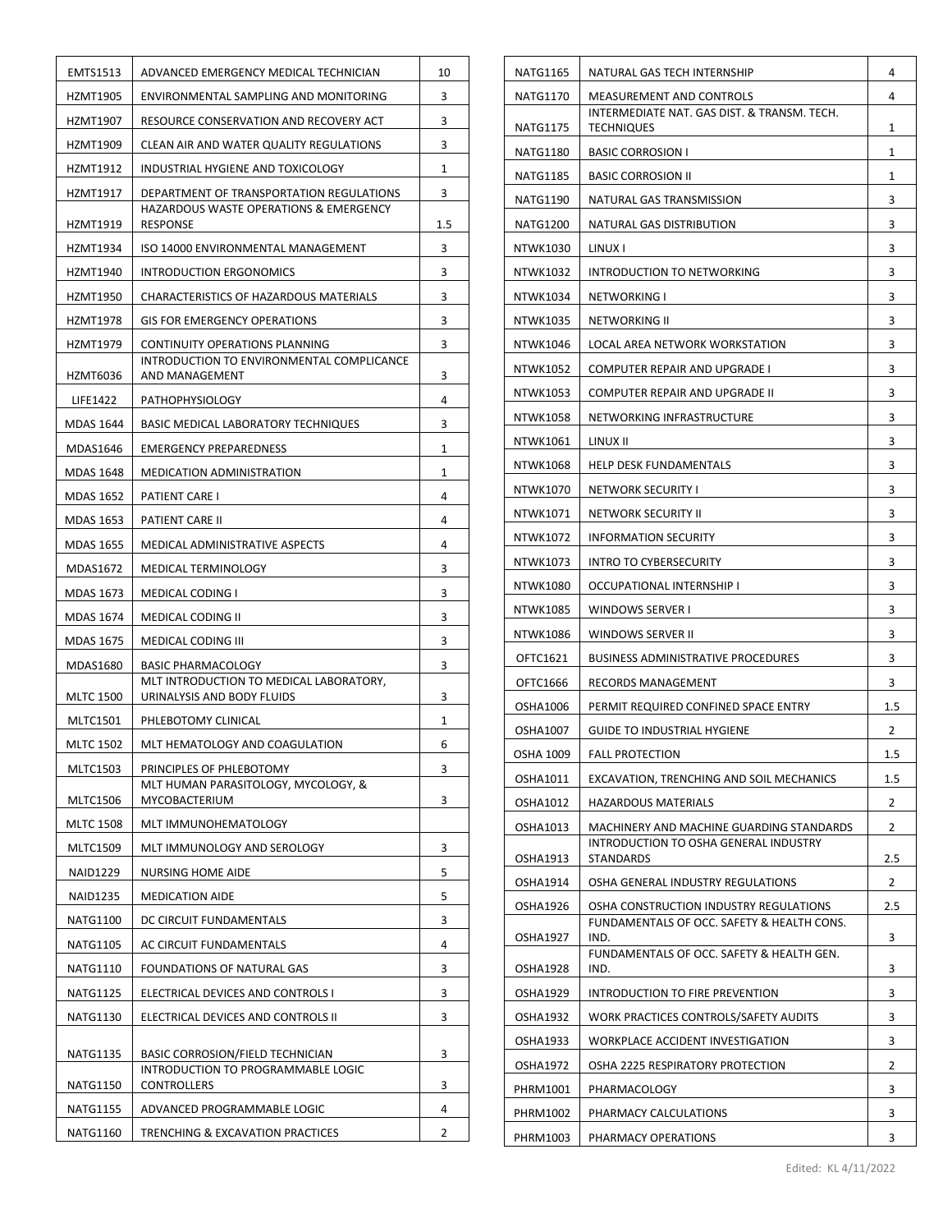| | | |
|---|---|---|
| EMTS1513 | ADVANCED EMERGENCY MEDICAL TECHNICIAN | 10 |
| HZMT1905 | ENVIRONMENTAL SAMPLING AND MONITORING | 3 |
| HZMT1907 | RESOURCE CONSERVATION AND RECOVERY ACT | 3 |
| HZMT1909 | CLEAN AIR AND WATER QUALITY REGULATIONS | 3 |
| HZMT1912 | INDUSTRIAL HYGIENE AND TOXICOLOGY | 1 |
| HZMT1917 | DEPARTMENT OF TRANSPORTATION REGULATIONS | 3 |
| HZMT1919 | HAZARDOUS WASTE OPERATIONS & EMERGENCY RESPONSE | 1.5 |
| HZMT1934 | ISO 14000 ENVIRONMENTAL MANAGEMENT | 3 |
| HZMT1940 | INTRODUCTION ERGONOMICS | 3 |
| HZMT1950 | CHARACTERISTICS OF HAZARDOUS MATERIALS | 3 |
| HZMT1978 | GIS FOR EMERGENCY OPERATIONS | 3 |
| HZMT1979 | CONTINUITY OPERATIONS PLANNING | 3 |
| HZMT6036 | INTRODUCTION TO ENVIRONMENTAL COMPLICANCE AND MANAGEMENT | 3 |
| LIFE1422 | PATHOPHYSIOLOGY | 4 |
| MDAS 1644 | BASIC MEDICAL LABORATORY TECHNIQUES | 3 |
| MDAS1646 | EMERGENCY PREPAREDNESS | 1 |
| MDAS 1648 | MEDICATION ADMINISTRATION | 1 |
| MDAS 1652 | PATIENT CARE I | 4 |
| MDAS 1653 | PATIENT CARE II | 4 |
| MDAS 1655 | MEDICAL ADMINISTRATIVE ASPECTS | 4 |
| MDAS1672 | MEDICAL TERMINOLOGY | 3 |
| MDAS 1673 | MEDICAL CODING I | 3 |
| MDAS 1674 | MEDICAL CODING II | 3 |
| MDAS 1675 | MEDICAL CODING III | 3 |
| MDAS1680 | BASIC PHARMACOLOGY | 3 |
| MLTC 1500 | MLT INTRODUCTION TO MEDICAL LABORATORY, URINALYSIS AND BODY FLUIDS | 3 |
| MLTC1501 | PHLEBOTOMY CLINICAL | 1 |
| MLTC 1502 | MLT HEMATOLOGY AND COAGULATION | 6 |
| MLTC1503 | PRINCIPLES OF PHLEBOTOMY | 3 |
| MLTC1506 | MLT HUMAN PARASITOLOGY, MYCOLOGY, & MYCOBACTERIUM | 3 |
| MLTC 1508 | MLT IMMUNOHEMATOLOGY | |
| MLTC1509 | MLT IMMUNOLOGY AND SEROLOGY | 3 |
| NAID1229 | NURSING HOME AIDE | 5 |
| NAID1235 | MEDICATION AIDE | 5 |
| NATG1100 | DC CIRCUIT FUNDAMENTALS | 3 |
| NATG1105 | AC CIRCUIT FUNDAMENTALS | 4 |
| NATG1110 | FOUNDATIONS OF NATURAL GAS | 3 |
| NATG1125 | ELECTRICAL DEVICES AND CONTROLS I | 3 |
| NATG1130 | ELECTRICAL DEVICES AND CONTROLS II | 3 |
| NATG1135 | BASIC CORROSION/FIELD TECHNICIAN | 3 |
| NATG1150 | INTRODUCTION TO PROGRAMMABLE LOGIC CONTROLLERS | 3 |
| NATG1155 | ADVANCED PROGRAMMABLE LOGIC | 4 |
| NATG1160 | TRENCHING & EXCAVATION PRACTICES | 2 |
| NATG1165 | NATURAL GAS TECH INTERNSHIP | 4 |
| NATG1170 | MEASUREMENT AND CONTROLS | 4 |
| NATG1175 | INTERMEDIATE NAT. GAS DIST. & TRANSM. TECH. TECHNIQUES | 1 |
| NATG1180 | BASIC CORROSION I | 1 |
| NATG1185 | BASIC CORROSION II | 1 |
| NATG1190 | NATURAL GAS TRANSMISSION | 3 |
| NATG1200 | NATURAL GAS DISTRIBUTION | 3 |
| NTWK1030 | LINUX I | 3 |
| NTWK1032 | INTRODUCTION TO NETWORKING | 3 |
| NTWK1034 | NETWORKING I | 3 |
| NTWK1035 | NETWORKING II | 3 |
| NTWK1046 | LOCAL AREA NETWORK WORKSTATION | 3 |
| NTWK1052 | COMPUTER REPAIR AND UPGRADE I | 3 |
| NTWK1053 | COMPUTER REPAIR AND UPGRADE II | 3 |
| NTWK1058 | NETWORKING INFRASTRUCTURE | 3 |
| NTWK1061 | LINUX II | 3 |
| NTWK1068 | HELP DESK FUNDAMENTALS | 3 |
| NTWK1070 | NETWORK SECURITY I | 3 |
| NTWK1071 | NETWORK SECURITY II | 3 |
| NTWK1072 | INFORMATION SECURITY | 3 |
| NTWK1073 | INTRO TO CYBERSECURITY | 3 |
| NTWK1080 | OCCUPATIONAL INTERNSHIP I | 3 |
| NTWK1085 | WINDOWS SERVER I | 3 |
| NTWK1086 | WINDOWS SERVER II | 3 |
| OFTC1621 | BUSINESS ADMINISTRATIVE PROCEDURES | 3 |
| OFTC1666 | RECORDS MANAGEMENT | 3 |
| OSHA1006 | PERMIT REQUIRED CONFINED SPACE ENTRY | 1.5 |
| OSHA1007 | GUIDE TO INDUSTRIAL HYGIENE | 2 |
| OSHA 1009 | FALL PROTECTION | 1.5 |
| OSHA1011 | EXCAVATION, TRENCHING AND SOIL MECHANICS | 1.5 |
| OSHA1012 | HAZARDOUS MATERIALS | 2 |
| OSHA1013 | MACHINERY AND MACHINE GUARDING STANDARDS | 2 |
| OSHA1913 | INTRODUCTION TO OSHA GENERAL INDUSTRY STANDARDS | 2.5 |
| OSHA1914 | OSHA GENERAL INDUSTRY REGULATIONS | 2 |
| OSHA1926 | OSHA CONSTRUCTION INDUSTRY REGULATIONS | 2.5 |
| OSHA1927 | FUNDAMENTALS OF OCC. SAFETY & HEALTH CONS. IND. | 3 |
| OSHA1928 | FUNDAMENTALS OF OCC. SAFETY & HEALTH GEN. IND. | 3 |
| OSHA1929 | INTRODUCTION TO FIRE PREVENTION | 3 |
| OSHA1932 | WORK PRACTICES CONTROLS/SAFETY AUDITS | 3 |
| OSHA1933 | WORKPLACE ACCIDENT INVESTIGATION | 3 |
| OSHA1972 | OSHA 2225 RESPIRATORY PROTECTION | 2 |
| PHRM1001 | PHARMACOLOGY | 3 |
| PHRM1002 | PHARMACY CALCULATIONS | 3 |
| PHRM1003 | PHARMACY OPERATIONS | 3 |

Edited: KL 4/11/2022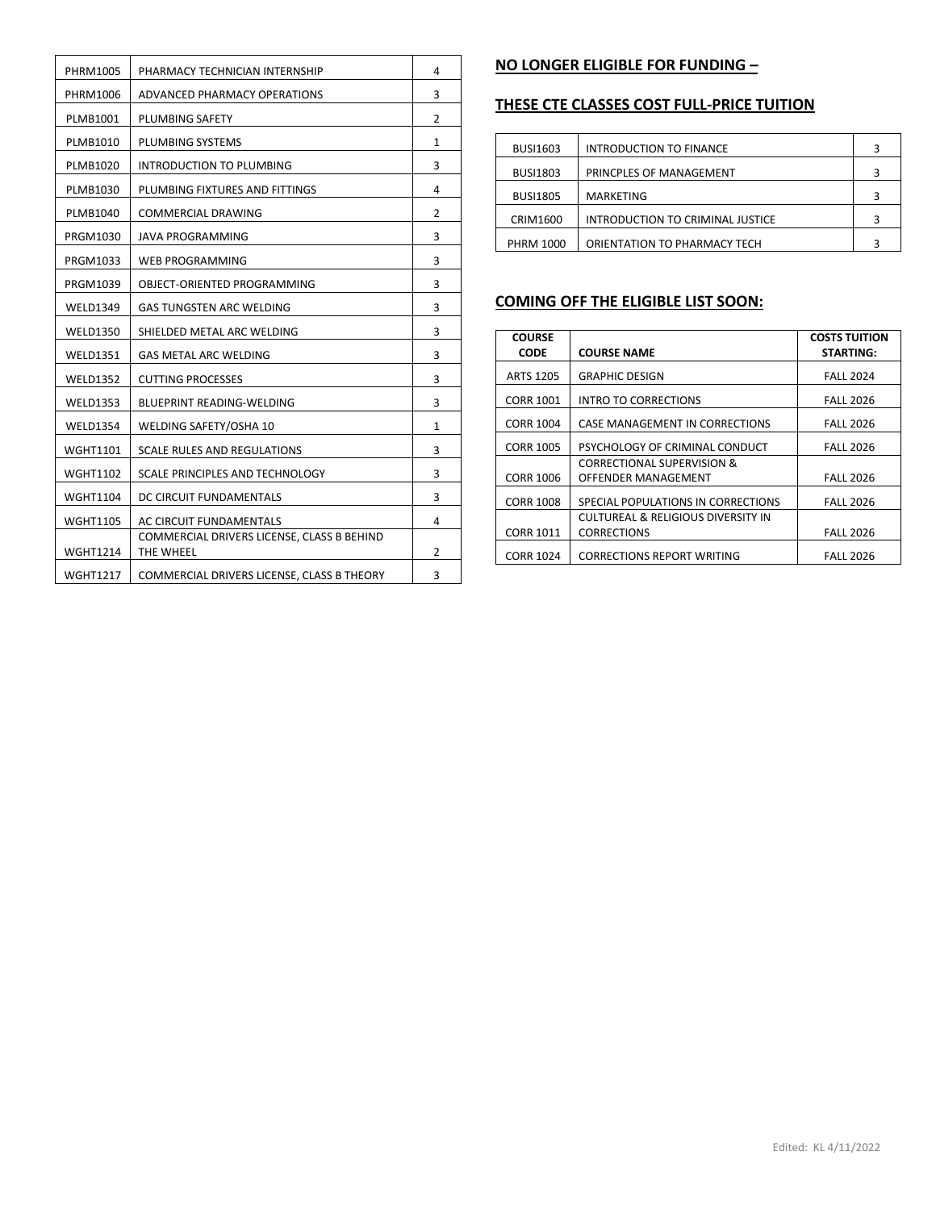| | | |
|---|---|---|
| PHRM1005 | PHARMACY TECHNICIAN INTERNSHIP | 4 |
| PHRM1006 | ADVANCED PHARMACY OPERATIONS | 3 |
| PLMB1001 | PLUMBING SAFETY | 2 |
| PLMB1010 | PLUMBING SYSTEMS | 1 |
| PLMB1020 | INTRODUCTION TO PLUMBING | 3 |
| PLMB1030 | PLUMBING FIXTURES AND FITTINGS | 4 |
| PLMB1040 | COMMERCIAL DRAWING | 2 |
| PRGM1030 | JAVA PROGRAMMING | 3 |
| PRGM1033 | WEB PROGRAMMING | 3 |
| PRGM1039 | OBJECT-ORIENTED PROGRAMMING | 3 |
| WELD1349 | GAS TUNGSTEN ARC WELDING | 3 |
| WELD1350 | SHIELDED METAL ARC WELDING | 3 |
| WELD1351 | GAS METAL ARC WELDING | 3 |
| WELD1352 | CUTTING PROCESSES | 3 |
| WELD1353 | BLUEPRINT READING-WELDING | 3 |
| WELD1354 | WELDING SAFETY/OSHA 10 | 1 |
| WGHT1101 | SCALE RULES AND REGULATIONS | 3 |
| WGHT1102 | SCALE PRINCIPLES AND TECHNOLOGY | 3 |
| WGHT1104 | DC CIRCUIT FUNDAMENTALS | 3 |
| WGHT1105 | AC CIRCUIT FUNDAMENTALS | 4 |
| WGHT1214 | COMMERCIAL DRIVERS LICENSE, CLASS B BEHIND THE WHEEL | 2 |
| WGHT1217 | COMMERCIAL DRIVERS LICENSE, CLASS B THEORY | 3 |

## NO LONGER ELIGIBLE FOR FUNDING –

## THESE CTE CLASSES COST FULL-PRICE TUITION

| | | |
|---|---|---|
| BUSI1603 | INTRODUCTION TO FINANCE | 3 |
| BUSI1803 | PRINCPLES OF MANAGEMENT | 3 |
| BUSI1805 | MARKETING | 3 |
| CRIM1600 | INTRODUCTION TO CRIMINAL JUSTICE | 3 |
| PHRM 1000 | ORIENTATION TO PHARMACY TECH | 3 |

## COMING OFF THE ELIGIBLE LIST SOON:

| COURSE CODE | COURSE NAME | COSTS TUITION STARTING: |
|---|---|---|
| ARTS 1205 | GRAPHIC DESIGN | FALL 2024 |
| CORR 1001 | INTRO TO CORRECTIONS | FALL 2026 |
| CORR 1004 | CASE MANAGEMENT IN CORRECTIONS | FALL 2026 |
| CORR 1005 | PSYCHOLOGY OF CRIMINAL CONDUCT | FALL 2026 |
| CORR 1006 | CORRECTIONAL SUPERVISION & OFFENDER MANAGEMENT | FALL 2026 |
| CORR 1008 | SPECIAL POPULATIONS IN CORRECTIONS | FALL 2026 |
| CORR 1011 | CULTUREAL & RELIGIOUS DIVERSITY IN CORRECTIONS | FALL 2026 |
| CORR 1024 | CORRECTIONS REPORT WRITING | FALL 2026 |

Edited: KL 4/11/2022